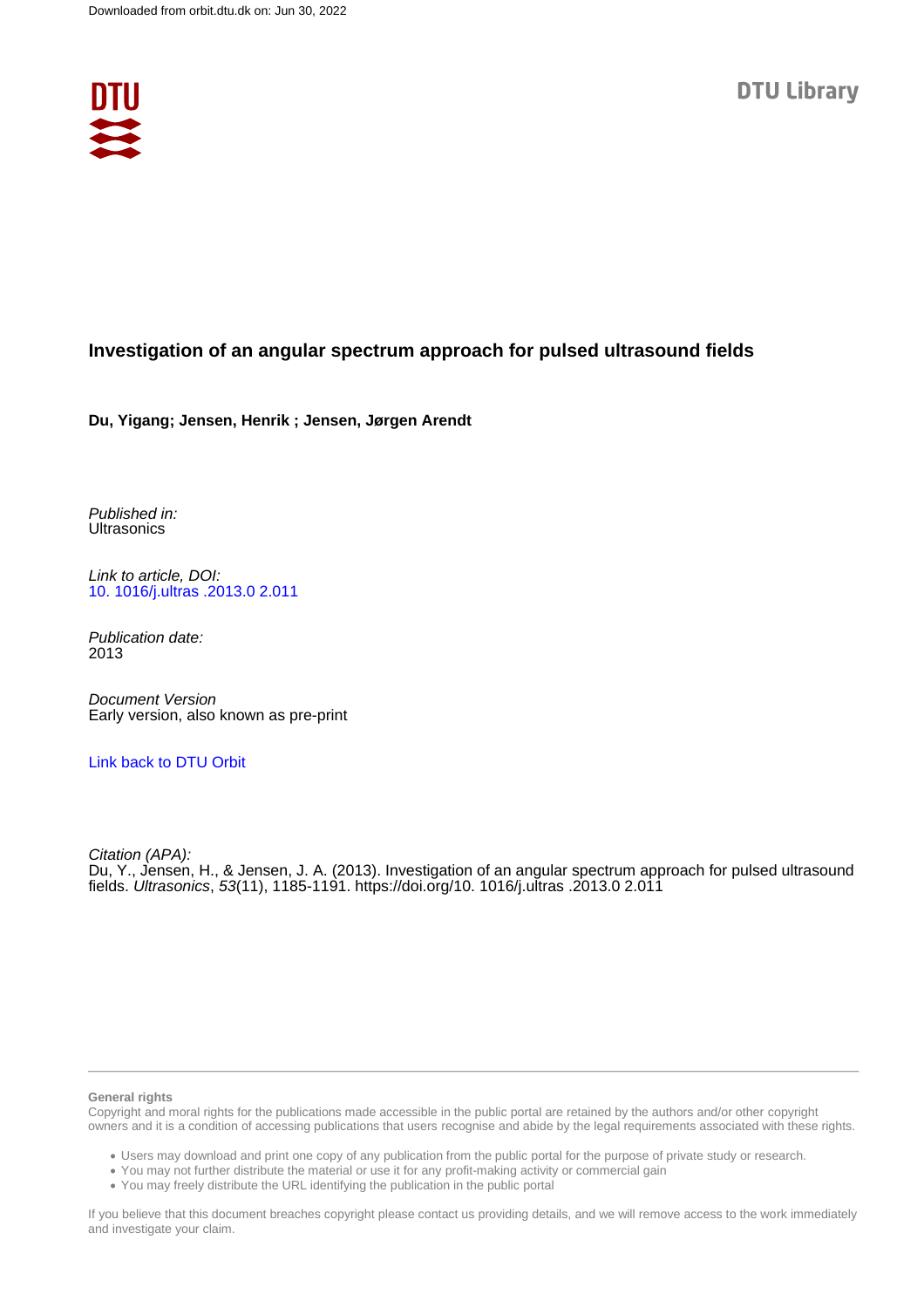Downloaded from orbit.dtu.dk on: Jun 30, 2022

DTU Library

# Investigation of an angular spectrum approach for pulsed ultrasound fields

**Du, Yigang; Jensen, Henrik ; Jensen, Jørgen Arendt**

*Published in:*
Ultrasonics

*Link to article, DOI:*
10. 1016/j.ultras .2013.0 2.011

*Publication date:*
2013

*Document Version*
Early version, also known as pre-print

Link back to DTU Orbit

*Citation (APA):*
Du, Y., Jensen, H., & Jensen, J. A. (2013). Investigation of an angular spectrum approach for pulsed ultrasound fields. *Ultrasonics*, *53*(11), 1185-1191. https://doi.org/10. 1016/j.ultras .2013.0 2.011

**General rights**
Copyright and moral rights for the publications made accessible in the public portal are retained by the authors and/or other copyright owners and it is a condition of accessing publications that users recognise and abide by the legal requirements associated with these rights.

- Users may download and print one copy of any publication from the public portal for the purpose of private study or research.
- You may not further distribute the material or use it for any profit-making activity or commercial gain
- You may freely distribute the URL identifying the publication in the public portal

If you believe that this document breaches copyright please contact us providing details, and we will remove access to the work immediately and investigate your claim.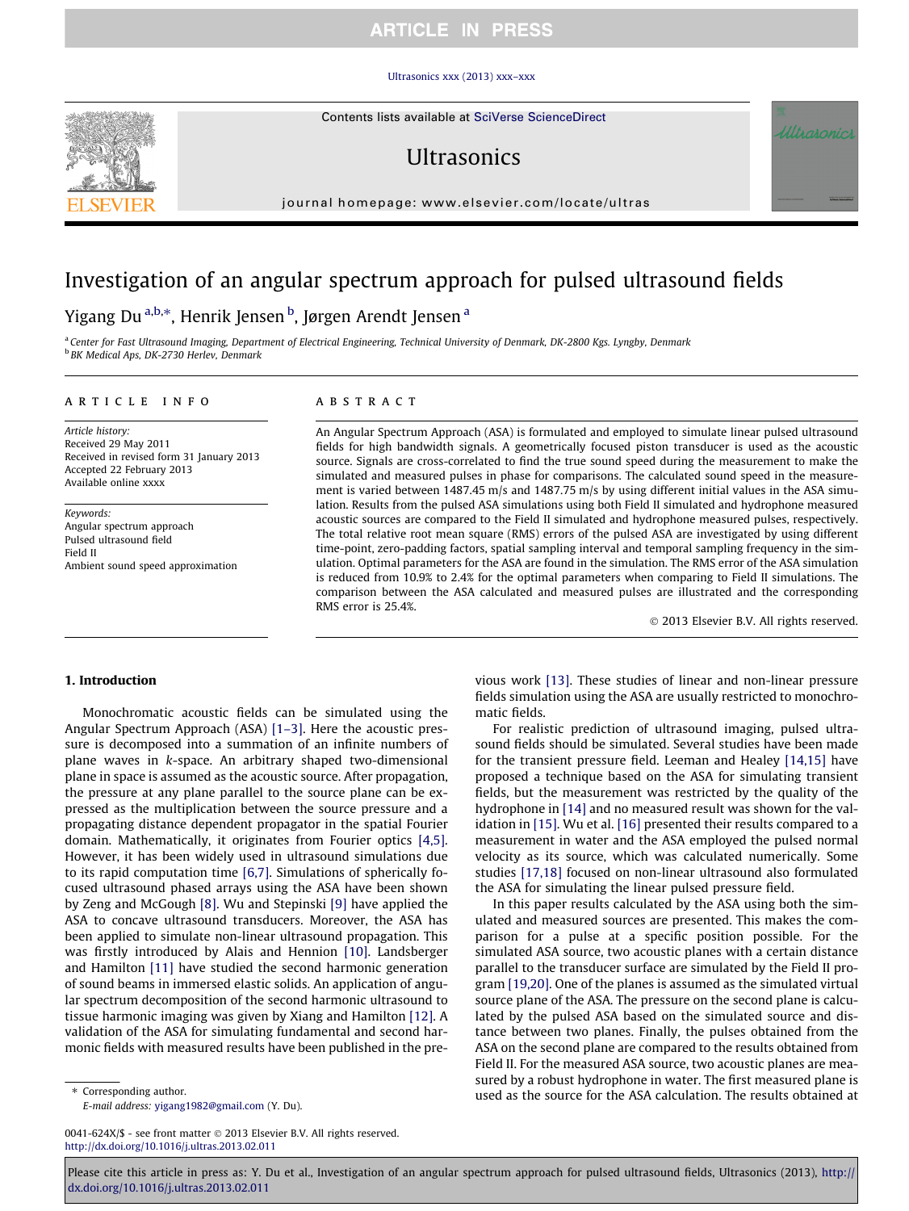# Investigation of an angular spectrum approach for pulsed ultrasound fields

Yigang Du [a,b,*], Henrik Jensen [b], Jørgen Arendt Jensen [a]

[a] *Center for Fast Ultrasound Imaging, Department of Electrical Engineering, Technical University of Denmark, DK-2800 Kgs. Lyngby, Denmark*

[b] *BK Medical Aps, DK-2730 Herlev, Denmark*

## ARTICLE INFO

*Article history:*
Received 29 May 2011
Received in revised form 31 January 2013
Accepted 22 February 2013
Available online xxxx

*Keywords:*
Angular spectrum approach
Pulsed ultrasound field
Field II
Ambient sound speed approximation

## ABSTRACT

An Angular Spectrum Approach (ASA) is formulated and employed to simulate linear pulsed ultrasound fields for high bandwidth signals. A geometrically focused piston transducer is used as the acoustic source. Signals are cross-correlated to find the true sound speed during the measurement to make the simulated and measured pulses in phase for comparisons. The calculated sound speed in the measurement is varied between 1487.45 m/s and 1487.75 m/s by using different initial values in the ASA simulation. Results from the pulsed ASA simulations using both Field II simulated and hydrophone measured acoustic sources are compared to the Field II simulated and hydrophone measured pulses, respectively. The total relative root mean square (RMS) errors of the pulsed ASA are investigated by using different time-point, zero-padding factors, spatial sampling interval and temporal sampling frequency in the simulation. Optimal parameters for the ASA are found in the simulation. The RMS error of the ASA simulation is reduced from 10.9% to 2.4% for the optimal parameters when comparing to Field II simulations. The comparison between the ASA calculated and measured pulses are illustrated and the corresponding RMS error is 25.4%.

© 2013 Elsevier B.V. All rights reserved.

## 1. Introduction

Monochromatic acoustic fields can be simulated using the Angular Spectrum Approach (ASA) [1–3]. Here the acoustic pressure is decomposed into a summation of an infinite numbers of plane waves in *k*-space. An arbitrary shaped two-dimensional plane in space is assumed as the acoustic source. After propagation, the pressure at any plane parallel to the source plane can be expressed as the multiplication between the source pressure and a propagating distance dependent propagator in the spatial Fourier domain. Mathematically, it originates from Fourier optics [4,5]. However, it has been widely used in ultrasound simulations due to its rapid computation time [6,7]. Simulations of spherically focused ultrasound phased arrays using the ASA have been shown by Zeng and McGough [8]. Wu and Stepinski [9] have applied the ASA to concave ultrasound transducers. Moreover, the ASA has been applied to simulate non-linear ultrasound propagation. This was firstly introduced by Alais and Hennion [10]. Landsberger and Hamilton [11] have studied the second harmonic generation of sound beams in immersed elastic solids. An application of angular spectrum decomposition of the second harmonic ultrasound to tissue harmonic imaging was given by Xiang and Hamilton [12]. A validation of the ASA for simulating fundamental and second harmonic fields with measured results have been published in the previous work [13]. These studies of linear and non-linear pressure fields simulation using the ASA are usually restricted to monochromatic fields.

For realistic prediction of ultrasound imaging, pulsed ultrasound fields should be simulated. Several studies have been made for the transient pressure field. Leeman and Healey [14,15] have proposed a technique based on the ASA for simulating transient fields, but the measurement was restricted by the quality of the hydrophone in [14] and no measured result was shown for the validation in [15]. Wu et al. [16] presented their results compared to a measurement in water and the ASA employed the pulsed normal velocity as its source, which was calculated numerically. Some studies [17,18] focused on non-linear ultrasound also formulated the ASA for simulating the linear pulsed pressure field.

In this paper results calculated by the ASA using both the simulated and measured sources are presented. This makes the comparison for a pulse at a specific position possible. For the simulated ASA source, two acoustic planes with a certain distance parallel to the transducer surface are simulated by the Field II program [19,20]. One of the planes is assumed as the simulated virtual source plane of the ASA. The pressure on the second plane is calculated by the pulsed ASA based on the simulated source and distance between two planes. Finally, the pulses obtained from the ASA on the second plane are compared to the results obtained from Field II. For the measured ASA source, two acoustic planes are measured by a robust hydrophone in water. The first measured plane is used as the source for the ASA calculation. The results obtained at

* Corresponding author.
*E-mail address:* yigang1982@gmail.com (Y. Du).

0041-624X/$ - see front matter © 2013 Elsevier B.V. All rights reserved.
http://dx.doi.org/10.1016/j.ultras.2013.02.011

Please cite this article in press as: Y. Du et al., Investigation of an angular spectrum approach for pulsed ultrasound fields, Ultrasonics (2013), http://dx.doi.org/10.1016/j.ultras.2013.02.011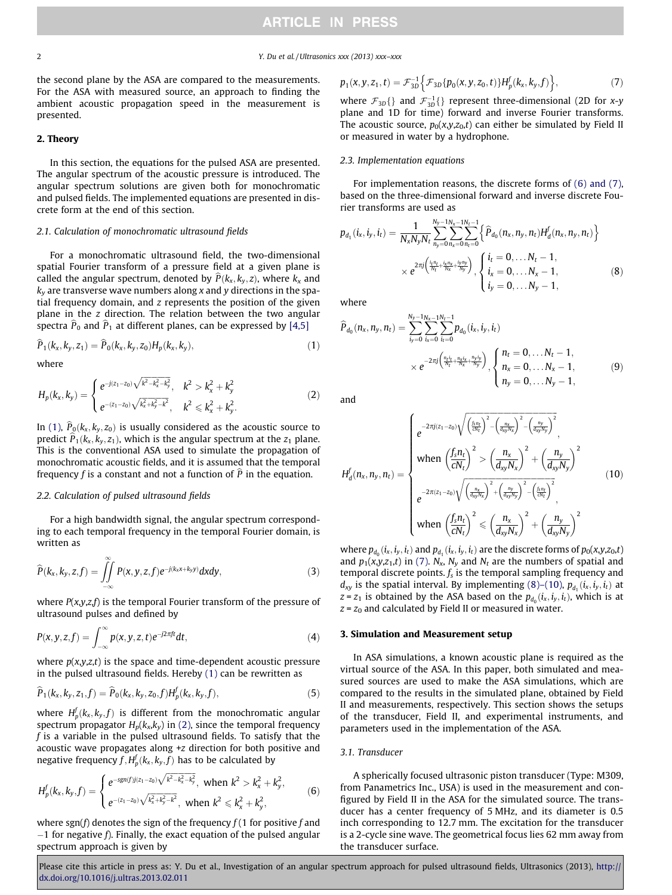the second plane by the ASA are compared to the measurements. For the ASA with measured source, an approach to finding the ambient acoustic propagation speed in the measurement is presented.

## 2. Theory

In this section, the equations for the pulsed ASA are presented. The angular spectrum of the acoustic pressure is introduced. The angular spectrum solutions are given both for monochromatic and pulsed fields. The implemented equations are presented in discrete form at the end of this section.

### 2.1. Calculation of monochromatic ultrasound fields

For a monochromatic ultrasound field, the two-dimensional spatial Fourier transform of a pressure field at a given plane is called the angular spectrum, denoted by $\widehat{P}(k_x, k_y, z)$, where $k_x$ and $k_y$ are transverse wave numbers along $x$ and $y$ directions in the spatial frequency domain, and $z$ represents the position of the given plane in the $z$ direction. The relation between the two angular spectra $\widehat{P}_0$ and $\widehat{P}_1$ at different planes, can be expressed by [4,5]

$$\widehat{P}_1(k_x, k_y, z_1) = \widehat{P}_0(k_x, k_y, z_0)H_p(k_x, k_y), \tag{1}$$

where

$$H_p(k_x, k_y) = \begin{cases} e^{-j(z_1 - z_0)\sqrt{k^2 - k_x^2 - k_y^2}}, & k^2 > k_x^2 + k_y^2 \\ e^{-(z_1 - z_0)\sqrt{k_x^2 + k_y^2 - k^2}}, & k^2 \leqslant k_x^2 + k_y^2. \end{cases} \tag{2}$$

In (1), $\widehat{P}_0(k_x, k_y, z_0)$ is usually considered as the acoustic source to predict $\widehat{P}_1(k_x, k_y, z_1)$, which is the angular spectrum at the $z_1$ plane. This is the conventional ASA used to simulate the propagation of monochromatic acoustic fields, and it is assumed that the temporal frequency $f$ is a constant and not a function of $\widehat{P}$ in the equation.

### 2.2. Calculation of pulsed ultrasound fields

For a high bandwidth signal, the angular spectrum corresponding to each temporal frequency in the temporal Fourier domain, is written as

$$\widehat{P}(k_x, k_y, z, f) = \iint_{-\infty}^{\infty} P(x, y, z, f)e^{-j(k_x x + k_y y)}dxdy, \tag{3}$$

where $P(x,y,z,f)$ is the temporal Fourier transform of the pressure of ultrasound pulses and defined by

$$P(x, y, z, f) = \int_{-\infty}^{\infty} p(x, y, z, t)e^{-j2\pi ft}dt, \tag{4}$$

where $p(x,y,z,t)$ is the space and time-dependent acoustic pressure in the pulsed ultrasound fields. Hereby (1) can be rewritten as

$$\widehat{P}_1(k_x, k_y, z_1, f) = \widehat{P}_0(k_x, k_y, z_0, f)H_p^f(k_x, k_y, f), \tag{5}$$

where $H_p^f(k_x, k_y, f)$ is different from the monochromatic angular spectrum propagator $H_p(k_x,k_y)$ in (2), since the temporal frequency $f$ is a variable in the pulsed ultrasound fields. To satisfy that the acoustic wave propagates along +$z$ direction for both positive and negative frequency $f$, $H_p^f(k_x, k_y, f)$ has to be calculated by

$$H_p^f(k_x, k_y, f) = \begin{cases} e^{-\mathrm{sgn}(f)j(z_1 - z_0)\sqrt{k^2 - k_x^2 - k_y^2}}, & \text{when } k^2 > k_x^2 + k_y^2, \\ e^{-(z_1 - z_0)\sqrt{k_x^2 + k_y^2 - k^2}}, & \text{when } k^2 \leqslant k_x^2 + k_y^2, \end{cases} \tag{6}$$

where sgn($f$) denotes the sign of the frequency $f$ (1 for positive $f$ and −1 for negative $f$). Finally, the exact equation of the pulsed angular spectrum approach is given by

$$p_1(x, y, z_1, t) = \mathcal{F}_{3D}^{-1}\left\{\mathcal{F}_{3D}\{p_0(x, y, z_0, t)\}H_p^f(k_x, k_y, f)\right\}, \tag{7}$$

where $\mathcal{F}_{3D}\{\}$ and $\mathcal{F}_{3D}^{-1}\{\}$ represent three-dimensional (2D for $x$-$y$ plane and 1D for time) forward and inverse Fourier transforms. The acoustic source, $p_0(x,y,z_0,t)$ can either be simulated by Field II or measured in water by a hydrophone.

### 2.3. Implementation equations

For implementation reasons, the discrete forms of (6) and (7), based on the three-dimensional forward and inverse discrete Fourier transforms are used as

$$p_{d_1}(i_x, i_y, i_t) = \frac{1}{N_x N_y N_t}\sum_{n_y=0}^{N_y-1}\sum_{n_x=0}^{N_x-1}\sum_{n_t=0}^{N_t-1}\left\{\widehat{P}_{d_0}(n_x, n_y, n_t)H_d^f(n_x, n_y, n_t)\right\} \times e^{2\pi j\left(\frac{i_t n_t}{N_t} + \frac{i_x n_x}{N_x} + \frac{i_y n_y}{N_y}\right)}, \begin{cases} i_t = 0, \ldots N_t - 1, \\ i_x = 0, \ldots N_x - 1, \\ i_y = 0, \ldots N_y - 1, \end{cases} \tag{8}$$

where

$$\widehat{P}_{d_0}(n_x, n_y, n_t) = \sum_{i_y=0}^{N_y-1}\sum_{i_x=0}^{N_x-1}\sum_{i_t=0}^{N_t-1} p_{d_0}(i_x, i_y, i_t) \times e^{-2\pi j\left(\frac{n_t i_t}{N_t} + \frac{n_x i_x}{N_x} + \frac{n_y i_y}{N_y}\right)}, \begin{cases} n_t = 0, \ldots N_t - 1, \\ n_x = 0, \ldots N_x - 1, \\ n_y = 0, \ldots N_y - 1, \end{cases} \tag{9}$$

and

$$H_d^f(n_x, n_y, n_t) = \begin{cases} e^{-2\pi j(z_1 - z_0)\sqrt{\left(\frac{f_s n_t}{cN_t}\right)^2 - \left(\frac{n_x}{d_{xy}N_x}\right)^2 - \left(\frac{n_y}{d_{xy}N_y}\right)^2}}, \\ \text{when } \left(\frac{f_s n_t}{cN_t}\right)^2 > \left(\frac{n_x}{d_{xy}N_x}\right)^2 + \left(\frac{n_y}{d_{xy}N_y}\right)^2 \\ e^{-2\pi(z_1 - z_0)\sqrt{\left(\frac{n_x}{d_{xy}N_x}\right)^2 + \left(\frac{n_y}{d_{xy}N_y}\right)^2 - \left(\frac{f_s n_t}{cN_t}\right)^2}}, \\ \text{when } \left(\frac{f_s n_t}{cN_t}\right)^2 \leqslant \left(\frac{n_x}{d_{xy}N_x}\right)^2 + \left(\frac{n_y}{d_{xy}N_y}\right)^2 \end{cases} \tag{10}$$

where $p_{d_0}(i_x, i_y, i_t)$ and $p_{d_1}(i_x, i_y, i_t)$ are the discrete forms of $p_0(x,y,z_0,t)$ and $p_1(x,y,z_1,t)$ in (7). $N_x$, $N_y$ and $N_t$ are the numbers of spatial and temporal discrete points. $f_s$ is the temporal sampling frequency and $d_{xy}$ is the spatial interval. By implementing (8)–(10), $p_{d_1}(i_x, i_y, i_t)$ at $z = z_1$ is obtained by the ASA based on the $p_{d_0}(i_x, i_y, i_t)$, which is at $z = z_0$ and calculated by Field II or measured in water.

## 3. Simulation and Measurement setup

In ASA simulations, a known acoustic plane is required as the virtual source of the ASA. In this paper, both simulated and measured sources are used to make the ASA simulations, which are compared to the results in the simulated plane, obtained by Field II and measurements, respectively. This section shows the setups of the transducer, Field II, and experimental instruments, and parameters used in the implementation of the ASA.

### 3.1. Transducer

A spherically focused ultrasonic piston transducer (Type: M309, from Panametrics Inc., USA) is used in the measurement and configured by Field II in the ASA for the simulated source. The transducer has a center frequency of 5 MHz, and its diameter is 0.5 inch corresponding to 12.7 mm. The excitation for the transducer is a 2-cycle sine wave. The geometrical focus lies 62 mm away from the transducer surface.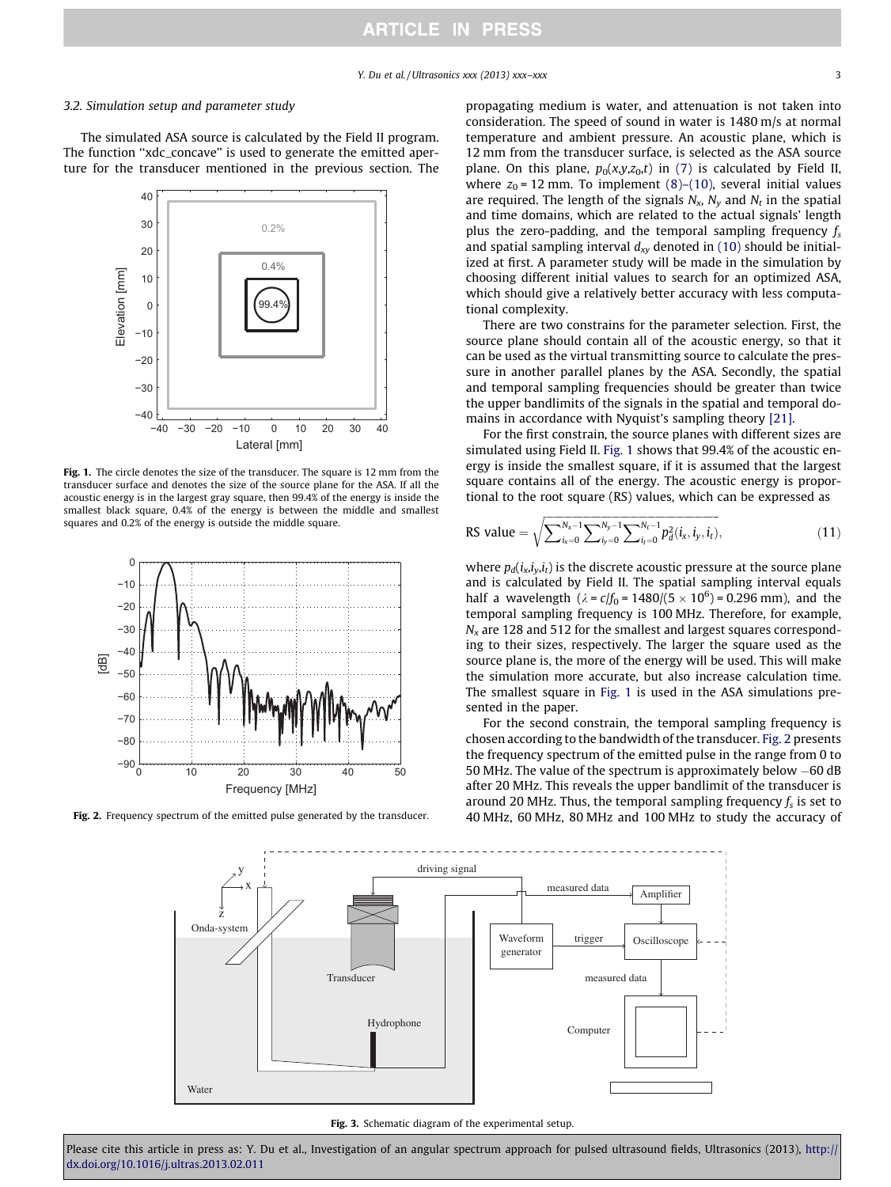### 3.2. Simulation setup and parameter study

The simulated ASA source is calculated by the Field II program. The function ''xdc_concave'' is used to generate the emitted aperture for the transducer mentioned in the previous section. The propagating medium is water, and attenuation is not taken into consideration. The speed of sound in water is 1480 m/s at normal temperature and ambient pressure. An acoustic plane, which is 12 mm from the transducer surface, is selected as the ASA source plane. On this plane, $p_0(x,y,z_0,t)$ in (7) is calculated by Field II, where $z_0$ = 12 mm. To implement (8)–(10), several initial values are required. The length of the signals $N_x$, $N_y$ and $N_t$ in the spatial and time domains, which are related to the actual signals' length plus the zero-padding, and the temporal sampling frequency $f_s$ and spatial sampling interval $d_{xy}$ denoted in (10) should be initialized at first. A parameter study will be made in the simulation by choosing different initial values to search for an optimized ASA, which should give a relatively better accuracy with less computational complexity.

Fig. 1. The circle denotes the size of the transducer. The square is 12 mm from the transducer surface and denotes the size of the source plane for the ASA. If all the acoustic energy is in the largest gray square, then 99.4% of the energy is inside the smallest black square, 0.4% of the energy is between the middle and smallest squares and 0.2% of the energy is outside the middle square.

Fig. 2. Frequency spectrum of the emitted pulse generated by the transducer.

There are two constrains for the parameter selection. First, the source plane should contain all of the acoustic energy, so that it can be used as the virtual transmitting source to calculate the pressure in another parallel planes by the ASA. Secondly, the spatial and temporal sampling frequencies should be greater than twice the upper bandlimits of the signals in the spatial and temporal domains in accordance with Nyquist's sampling theory [21].

For the first constrain, the source planes with different sizes are simulated using Field II. Fig. 1 shows that 99.4% of the acoustic energy is inside the smallest square, if it is assumed that the largest square contains all of the energy. The acoustic energy is proportional to the root square (RS) values, which can be expressed as

$$\text{RS value} = \sqrt{\sum_{i_x=0}^{N_x-1}\sum_{i_y=0}^{N_y-1}\sum_{i_t=0}^{N_t-1} p_d^2(i_x,i_y,i_t)}, \tag{11}$$

where $p_d(i_x,i_y,i_t)$ is the discrete acoustic pressure at the source plane and is calculated by Field II. The spatial sampling interval equals half a wavelength ($\lambda = c/f_0 = 1480/(5\times10^6) = 0.296$ mm), and the temporal sampling frequency is 100 MHz. Therefore, for example, $N_x$ are 128 and 512 for the smallest and largest squares corresponding to their sizes, respectively. The larger the square used as the source plane is, the more of the energy will be used. This will make the simulation more accurate, but also increase calculation time. The smallest square in Fig. 1 is used in the ASA simulations presented in the paper.

For the second constrain, the temporal sampling frequency is chosen according to the bandwidth of the transducer. Fig. 2 presents the frequency spectrum of the emitted pulse in the range from 0 to 50 MHz. The value of the spectrum is approximately below −60 dB after 20 MHz. This reveals the upper bandlimit of the transducer is around 20 MHz. Thus, the temporal sampling frequency $f_s$ is set to 40 MHz, 60 MHz, 80 MHz and 100 MHz to study the accuracy of

Fig. 3. Schematic diagram of the experimental setup.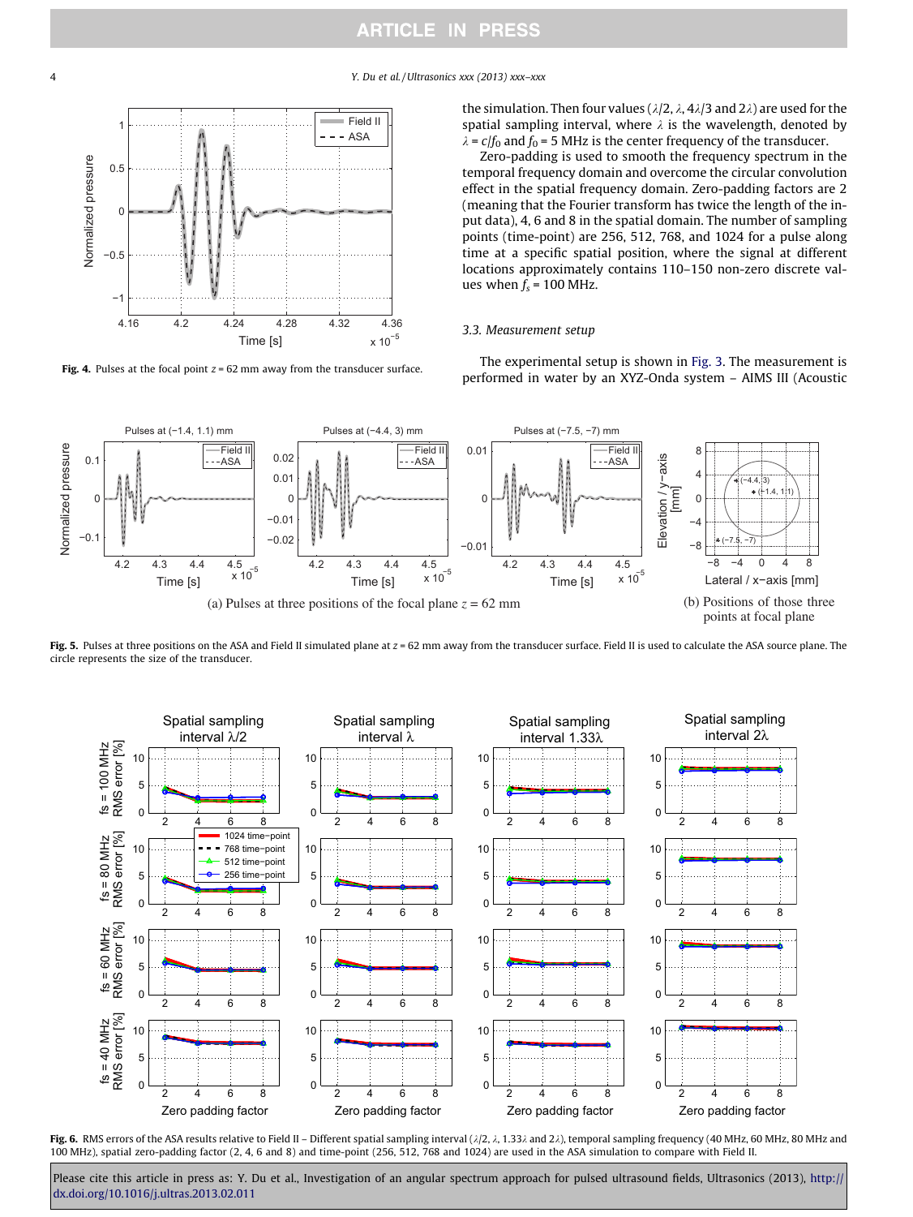the simulation. Then four values ($\lambda/2$, $\lambda$, $4\lambda/3$ and $2\lambda$) are used for the spatial sampling interval, where $\lambda$ is the wavelength, denoted by $\lambda = c/f_0$ and $f_0 = 5$ MHz is the center frequency of the transducer.

Zero-padding is used to smooth the frequency spectrum in the temporal frequency domain and overcome the circular convolution effect in the spatial frequency domain. Zero-padding factors are 2 (meaning that the Fourier transform has twice the length of the input data), 4, 6 and 8 in the spatial domain. The number of sampling points (time-point) are 256, 512, 768, and 1024 for a pulse along time at a specific spatial position, where the signal at different locations approximately contains 110–150 non-zero discrete values when $f_s = 100$ MHz.

**Fig. 4.** Pulses at the focal point $z = 62$ mm away from the transducer surface.

### 3.3. Measurement setup

The experimental setup is shown in Fig. 3. The measurement is performed in water by an XYZ-Onda system – AIMS III (Acoustic

(a) Pulses at three positions of the focal plane $z = 62$ mm

(b) Positions of those three points at focal plane

**Fig. 5.** Pulses at three positions on the ASA and Field II simulated plane at $z = 62$ mm away from the transducer surface. Field II is used to calculate the ASA source plane. The circle represents the size of the transducer.

**Fig. 6.** RMS errors of the ASA results relative to Field II – Different spatial sampling interval ($\lambda/2$, $\lambda$, $1.33\lambda$ and $2\lambda$), temporal sampling frequency (40 MHz, 60 MHz, 80 MHz and 100 MHz), spatial zero-padding factor (2, 4, 6 and 8) and time-point (256, 512, 768 and 1024) are used in the ASA simulation to compare with Field II.

Please cite this article in press as: Y. Du et al., Investigation of an angular spectrum approach for pulsed ultrasound fields, Ultrasonics (2013), http://dx.doi.org/10.1016/j.ultras.2013.02.011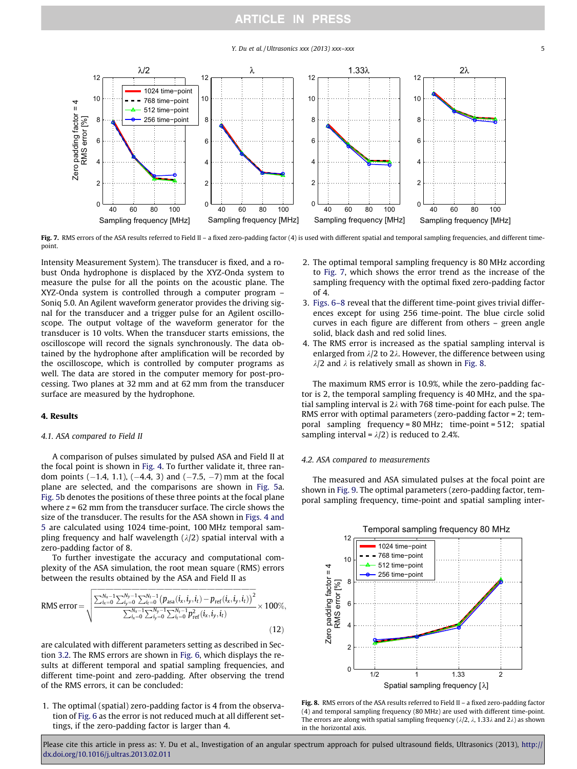Fig. 7. RMS errors of the ASA results referred to Field II – a fixed zero-padding factor (4) is used with different spatial and temporal sampling frequencies, and different time-point.

Intensity Measurement System). The transducer is fixed, and a robust Onda hydrophone is displaced by the XYZ-Onda system to measure the pulse for all the points on the acoustic plane. The XYZ-Onda system is controlled through a computer program – Soniq 5.0. An Agilent waveform generator provides the driving signal for the transducer and a trigger pulse for an Agilent oscilloscope. The output voltage of the waveform generator for the transducer is 10 volts. When the transducer starts emissions, the oscilloscope will record the signals synchronously. The data obtained by the hydrophone after amplification will be recorded by the oscilloscope, which is controlled by computer programs as well. The data are stored in the computer memory for post-processing. Two planes at 32 mm and at 62 mm from the transducer surface are measured by the hydrophone.

## 4. Results

### 4.1. ASA compared to Field II

A comparison of pulses simulated by pulsed ASA and Field II at the focal point is shown in Fig. 4. To further validate it, three random points (−1.4, 1.1), (−4.4, 3) and (−7.5, −7) mm at the focal plane are selected, and the comparisons are shown in Fig. 5a. Fig. 5b denotes the positions of these three points at the focal plane where $z$ = 62 mm from the transducer surface. The circle shows the size of the transducer. The results for the ASA shown in Figs. 4 and 5 are calculated using 1024 time-point, 100 MHz temporal sampling frequency and half wavelength ($\lambda/2$) spatial interval with a zero-padding factor of 8.

To further investigate the accuracy and computational complexity of the ASA simulation, the root mean square (RMS) errors between the results obtained by the ASA and Field II as

$$\text{RMS error} = \sqrt{\frac{\sum_{i_x=0}^{N_x-1}\sum_{i_y=0}^{N_y-1}\sum_{i_t=0}^{N_t-1}\left(p_{\text{asa}}(i_x,i_y,i_t)-p_{\text{ref}}(i_x,i_y,i_t)\right)^2}{\sum_{i_x=0}^{N_x-1}\sum_{i_y=0}^{N_y-1}\sum_{i_t=0}^{N_t-1}p_{\text{ref}}^2(i_x,i_y,i_t)}} \times 100\%, \tag{12}$$

are calculated with different parameters setting as described in Section 3.2. The RMS errors are shown in Fig. 6, which displays the results at different temporal and spatial sampling frequencies, and different time-point and zero-padding. After observing the trend of the RMS errors, it can be concluded:

1. The optimal (spatial) zero-padding factor is 4 from the observation of Fig. 6 as the error is not reduced much at all different settings, if the zero-padding factor is larger than 4.
2. The optimal temporal sampling frequency is 80 MHz according to Fig. 7, which shows the error trend as the increase of the sampling frequency with the optimal fixed zero-padding factor of 4.
3. Figs. 6–8 reveal that the different time-point gives trivial differences except for using 256 time-point. The blue circle solid curves in each figure are different from others – green angle solid, black dash and red solid lines.
4. The RMS error is increased as the spatial sampling interval is enlarged from $\lambda/2$ to $2\lambda$. However, the difference between using $\lambda/2$ and $\lambda$ is relatively small as shown in Fig. 8.

The maximum RMS error is 10.9%, while the zero-padding factor is 2, the temporal sampling frequency is 40 MHz, and the spatial sampling interval is $2\lambda$ with 768 time-point for each pulse. The RMS error with optimal parameters (zero-padding factor = 2; temporal sampling frequency = 80 MHz; time-point = 512; spatial sampling interval = $\lambda/2$) is reduced to 2.4%.

### 4.2. ASA compared to measurements

The measured and ASA simulated pulses at the focal point are shown in Fig. 9. The optimal parameters (zero-padding factor, temporal sampling frequency, time-point and spatial sampling inter-

Fig. 8. RMS errors of the ASA results referred to Field II – a fixed zero-padding factor (4) and temporal sampling frequency (80 MHz) are used with different time-point. The errors are along with spatial sampling frequency ($\lambda/2$, $\lambda$, $1.33\lambda$ and $2\lambda$) as shown in the horizontal axis.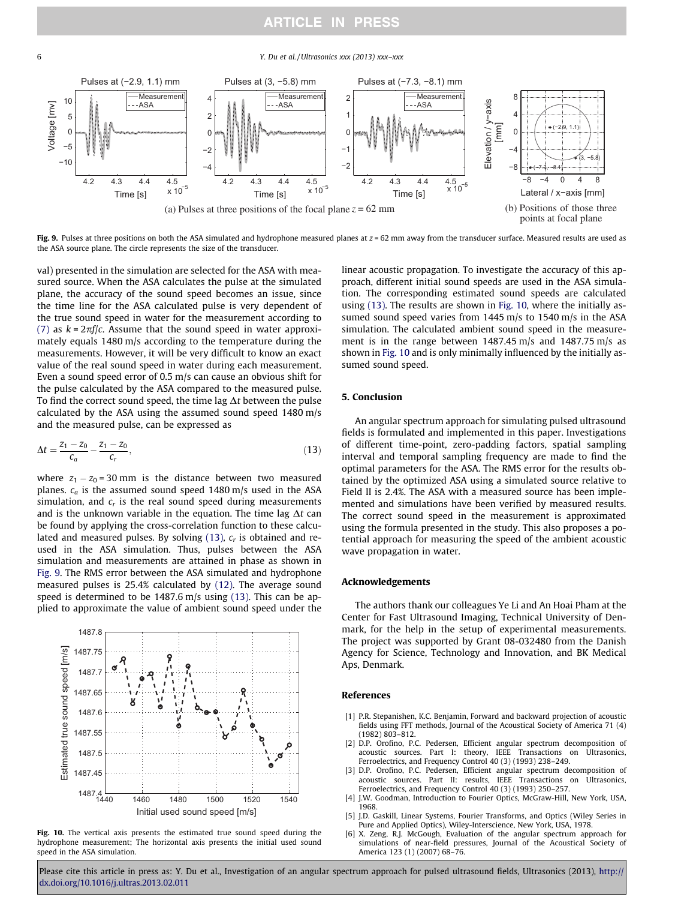Fig. 9. Pulses at three positions on both the ASA simulated and hydrophone measured planes at $z$ = 62 mm away from the transducer surface. Measured results are used as the ASA source plane. The circle represents the size of the transducer.

(a) Pulses at three positions of the focal plane $z$ = 62 mm

(b) Positions of those three points at focal plane

val) presented in the simulation are selected for the ASA with measured source. When the ASA calculates the pulse at the simulated plane, the accuracy of the sound speed becomes an issue, since the time line for the ASA calculated pulse is very dependent of the true sound speed in water for the measurement according to (7) as $k = 2\pi f/c$. Assume that the sound speed in water approximately equals 1480 m/s according to the temperature during the measurements. However, it will be very difficult to know an exact value of the real sound speed in water during each measurement. Even a sound speed error of 0.5 m/s can cause an obvious shift for the pulse calculated by the ASA compared to the measured pulse. To find the correct sound speed, the time lag $\Delta t$ between the pulse calculated by the ASA using the assumed sound speed 1480 m/s and the measured pulse, can be expressed as

$$\Delta t = \frac{z_1 - z_0}{c_a} - \frac{z_1 - z_0}{c_r}, \tag{13}$$

where $z_1 - z_0$ = 30 mm is the distance between two measured planes. $c_a$ is the assumed sound speed 1480 m/s used in the ASA simulation, and $c_r$ is the real sound speed during measurements and is the unknown variable in the equation. The time lag $\Delta t$ can be found by applying the cross-correlation function to these calculated and measured pulses. By solving (13), $c_r$ is obtained and reused in the ASA simulation. Thus, pulses between the ASA simulation and measurements are attained in phase as shown in Fig. 9. The RMS error between the ASA simulated and hydrophone measured pulses is 25.4% calculated by (12). The average sound speed is determined to be 1487.6 m/s using (13). This can be applied to approximate the value of ambient sound speed under the linear acoustic propagation. To investigate the accuracy of this approach, different initial sound speeds are used in the ASA simulation. The corresponding estimated sound speeds are calculated using (13). The results are shown in Fig. 10, where the initially assumed sound speed varies from 1445 m/s to 1540 m/s in the ASA simulation. The calculated ambient sound speed in the measurement is in the range between 1487.45 m/s and 1487.75 m/s as shown in Fig. 10 and is only minimally influenced by the initially assumed sound speed.

Fig. 10. The vertical axis presents the estimated true sound speed during the hydrophone measurement; The horizontal axis presents the initial used sound speed in the ASA simulation.

## 5. Conclusion

An angular spectrum approach for simulating pulsed ultrasound fields is formulated and implemented in this paper. Investigations of different time-point, zero-padding factors, spatial sampling interval and temporal sampling frequency are made to find the optimal parameters for the ASA. The RMS error for the results obtained by the optimized ASA using a simulated source relative to Field II is 2.4%. The ASA with a measured source has been implemented and simulations have been verified by measured results. The correct sound speed in the measurement is approximated using the formula presented in the study. This also proposes a potential approach for measuring the speed of the ambient acoustic wave propagation in water.

## Acknowledgements

The authors thank our colleagues Ye Li and An Hoai Pham at the Center for Fast Ultrasound Imaging, Technical University of Denmark, for the help in the setup of experimental measurements. The project was supported by Grant 08-032480 from the Danish Agency for Science, Technology and Innovation, and BK Medical Aps, Denmark.

## References

[1] P.R. Stepanishen, K.C. Benjamin, Forward and backward projection of acoustic fields using FFT methods, Journal of the Acoustical Society of America 71 (4) (1982) 803–812.

[2] D.P. Orofino, P.C. Pedersen, Efficient angular spectrum decomposition of acoustic sources. Part I: theory, IEEE Transactions on Ultrasonics, Ferroelectrics, and Frequency Control 40 (3) (1993) 238–249.

[3] D.P. Orofino, P.C. Pedersen, Efficient angular spectrum decomposition of acoustic sources. Part II: results, IEEE Transactions on Ultrasonics, Ferroelectrics, and Frequency Control 40 (3) (1993) 250–257.

[4] J.W. Goodman, Introduction to Fourier Optics, McGraw-Hill, New York, USA, 1968.

[5] J.D. Gaskill, Linear Systems, Fourier Transforms, and Optics (Wiley Series in Pure and Applied Optics), Wiley-Interscience, New York, USA, 1978.

[6] X. Zeng, R.J. McGough, Evaluation of the angular spectrum approach for simulations of near-field pressures, Journal of the Acoustical Society of America 123 (1) (2007) 68–76.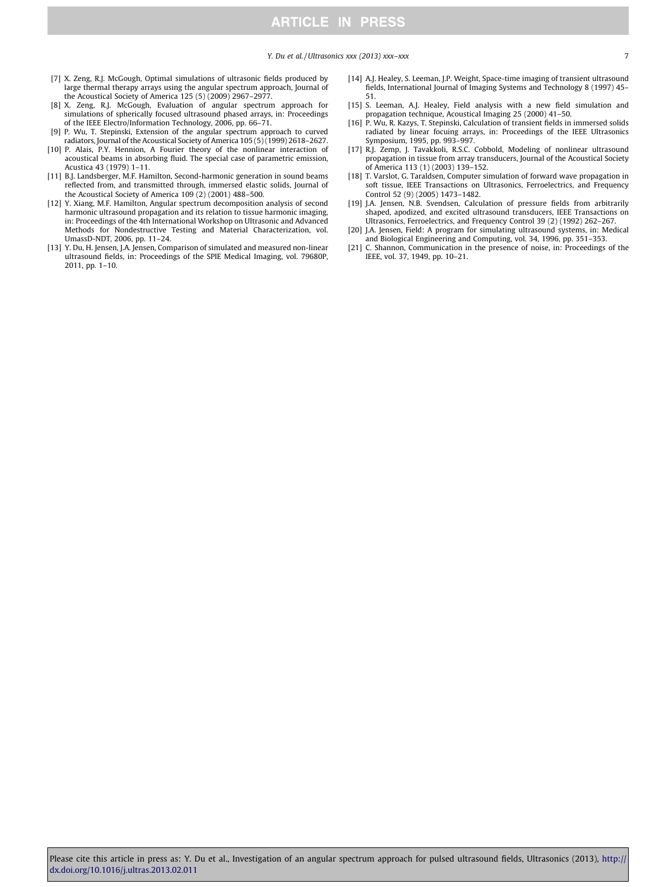[7] X. Zeng, R.J. McGough, Optimal simulations of ultrasonic fields produced by large thermal therapy arrays using the angular spectrum approach, Journal of the Acoustical Society of America 125 (5) (2009) 2967–2977.

[8] X. Zeng, R.J. McGough, Evaluation of angular spectrum approach for simulations of spherically focused ultrasound phased arrays, in: Proceedings of the IEEE Electro/Information Technology, 2006, pp. 66–71.

[9] P. Wu, T. Stepinski, Extension of the angular spectrum approach to curved radiators, Journal of the Acoustical Society of America 105 (5) (1999) 2618–2627.

[10] P. Alais, P.Y. Hennion, A Fourier theory of the nonlinear interaction of acoustical beams in absorbing fluid. The special case of parametric emission, Acustica 43 (1979) 1–11.

[11] B.J. Landsberger, M.F. Hamilton, Second-harmonic generation in sound beams reflected from, and transmitted through, immersed elastic solids, Journal of the Acoustical Society of America 109 (2) (2001) 488–500.

[12] Y. Xiang, M.F. Hamilton, Angular spectrum decomposition analysis of second harmonic ultrasound propagation and its relation to tissue harmonic imaging, in: Proceedings of the 4th International Workshop on Ultrasonic and Advanced Methods for Nondestructive Testing and Material Characterization, vol. UmassD-NDT, 2006, pp. 11–24.

[13] Y. Du, H. Jensen, J.A. Jensen, Comparison of simulated and measured non-linear ultrasound fields, in: Proceedings of the SPIE Medical Imaging, vol. 79680P, 2011, pp. 1–10.

[14] A.J. Healey, S. Leeman, J.P. Weight, Space-time imaging of transient ultrasound fields, International Journal of Imaging Systems and Technology 8 (1997) 45–51.

[15] S. Leeman, A.J. Healey, Field analysis with a new field simulation and propagation technique, Acoustical Imaging 25 (2000) 41–50.

[16] P. Wu, R. Kazys, T. Stepinski, Calculation of transient fields in immersed solids radiated by linear focuing arrays, in: Proceedings of the IEEE Ultrasonics Symposium, 1995, pp. 993–997.

[17] R.J. Zemp, J. Tavakkoli, R.S.C. Cobbold, Modeling of nonlinear ultrasound propagation in tissue from array transducers, Journal of the Acoustical Society of America 113 (1) (2003) 139–152.

[18] T. Varslot, G. Taraldsen, Computer simulation of forward wave propagation in soft tissue, IEEE Transactions on Ultrasonics, Ferroelectrics, and Frequency Control 52 (9) (2005) 1473–1482.

[19] J.A. Jensen, N.B. Svendsen, Calculation of pressure fields from arbitrarily shaped, apodized, and excited ultrasound transducers, IEEE Transactions on Ultrasonics, Ferroelectrics, and Frequency Control 39 (2) (1992) 262–267.

[20] J.A. Jensen, Field: A program for simulating ultrasound systems, in: Medical and Biological Engineering and Computing, vol. 34, 1996, pp. 351–353.

[21] C. Shannon, Communication in the presence of noise, in: Proceedings of the IEEE, vol. 37, 1949, pp. 10–21.

Please cite this article in press as: Y. Du et al., Investigation of an angular spectrum approach for pulsed ultrasound fields, Ultrasonics (2013), http://dx.doi.org/10.1016/j.ultras.2013.02.011